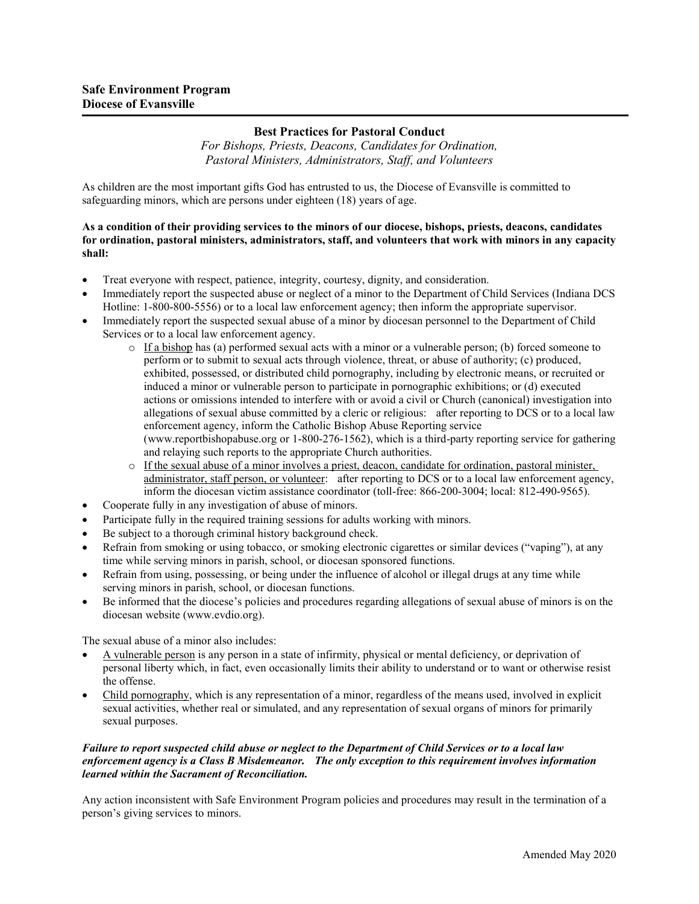**Safe Environment Program**
**Diocese of Evansville**

---

## Best Practices for Pastoral Conduct

*For Bishops, Priests, Deacons, Candidates for Ordination, Pastoral Ministers, Administrators, Staff, and Volunteers*

As children are the most important gifts God has entrusted to us, the Diocese of Evansville is committed to safeguarding minors, which are persons under eighteen (18) years of age.

**As a condition of their providing services to the minors of our diocese, bishops, priests, deacons, candidates for ordination, pastoral ministers, administrators, staff, and volunteers that work with minors in any capacity shall:**

- Treat everyone with respect, patience, integrity, courtesy, dignity, and consideration.
- Immediately report the suspected abuse or neglect of a minor to the Department of Child Services (Indiana DCS Hotline: 1-800-800-5556) or to a local law enforcement agency; then inform the appropriate supervisor.
- Immediately report the suspected sexual abuse of a minor by diocesan personnel to the Department of Child Services or to a local law enforcement agency.
    - <u>If a bishop</u> has (a) performed sexual acts with a minor or a vulnerable person; (b) forced someone to perform or to submit to sexual acts through violence, threat, or abuse of authority; (c) produced, exhibited, possessed, or distributed child pornography, including by electronic means, or recruited or induced a minor or vulnerable person to participate in pornographic exhibitions; or (d) executed actions or omissions intended to interfere with or avoid a civil or Church (canonical) investigation into allegations of sexual abuse committed by a cleric or religious: after reporting to DCS or to a local law enforcement agency, inform the Catholic Bishop Abuse Reporting service (www.reportbishopabuse.org or 1-800-276-1562), which is a third-party reporting service for gathering and relaying such reports to the appropriate Church authorities.
    - <u>If the sexual abuse of a minor involves a priest, deacon, candidate for ordination, pastoral minister, administrator, staff person, or volunteer</u>: after reporting to DCS or to a local law enforcement agency, inform the diocesan victim assistance coordinator (toll-free: 866-200-3004; local: 812-490-9565).
- Cooperate fully in any investigation of abuse of minors.
- Participate fully in the required training sessions for adults working with minors.
- Be subject to a thorough criminal history background check.
- Refrain from smoking or using tobacco, or smoking electronic cigarettes or similar devices ("vaping"), at any time while serving minors in parish, school, or diocesan sponsored functions.
- Refrain from using, possessing, or being under the influence of alcohol or illegal drugs at any time while serving minors in parish, school, or diocesan functions.
- Be informed that the diocese's policies and procedures regarding allegations of sexual abuse of minors is on the diocesan website (www.evdio.org).

The sexual abuse of a minor also includes:

- <u>A vulnerable person</u> is any person in a state of infirmity, physical or mental deficiency, or deprivation of personal liberty which, in fact, even occasionally limits their ability to understand or to want or otherwise resist the offense.
- <u>Child pornography</u>, which is any representation of a minor, regardless of the means used, involved in explicit sexual activities, whether real or simulated, and any representation of sexual organs of minors for primarily sexual purposes.

***Failure to report suspected child abuse or neglect to the Department of Child Services or to a local law enforcement agency is a Class B Misdemeanor. The only exception to this requirement involves information learned within the Sacrament of Reconciliation.***

Any action inconsistent with Safe Environment Program policies and procedures may result in the termination of a person's giving services to minors.

Amended May 2020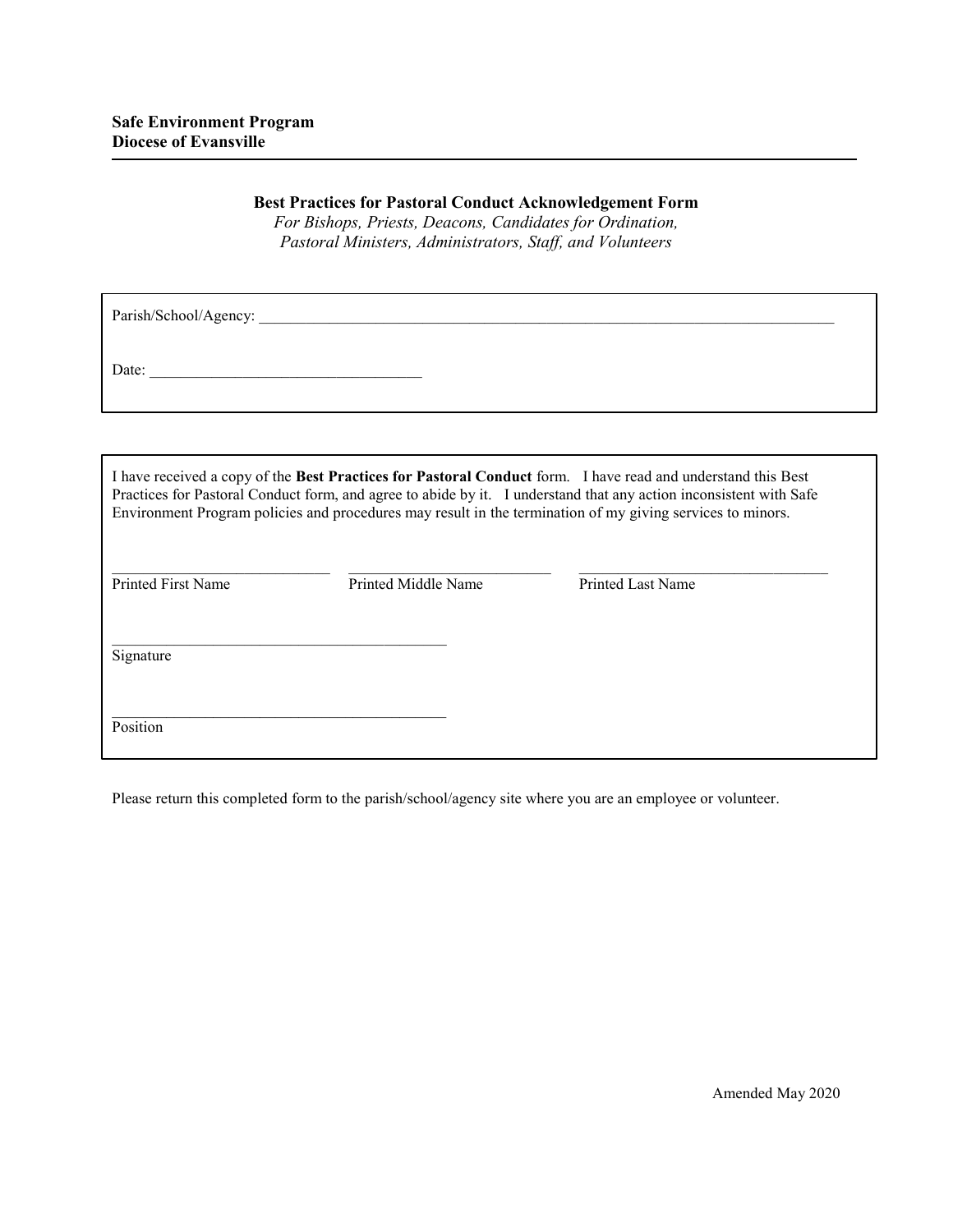**Safe Environment Program**
**Diocese of Evansville**

---

**Best Practices for Pastoral Conduct Acknowledgement Form**

*For Bishops, Priests, Deacons, Candidates for Ordination, Pastoral Ministers, Administrators, Staff, and Volunteers*

Parish/School/Agency: ______________________________________________________________________________

Date: ___________________________________

I have received a copy of the **Best Practices for Pastoral Conduct** form. I have read and understand this Best Practices for Pastoral Conduct form, and agree to abide by it. I understand that any action inconsistent with Safe Environment Program policies and procedures may result in the termination of my giving services to minors.

_____________________________ _________________________ _________________________________

Printed First Name Printed Middle Name Printed Last Name

____________________________________________

Signature

____________________________________________

Position

Please return this completed form to the parish/school/agency site where you are an employee or volunteer.

Amended May 2020